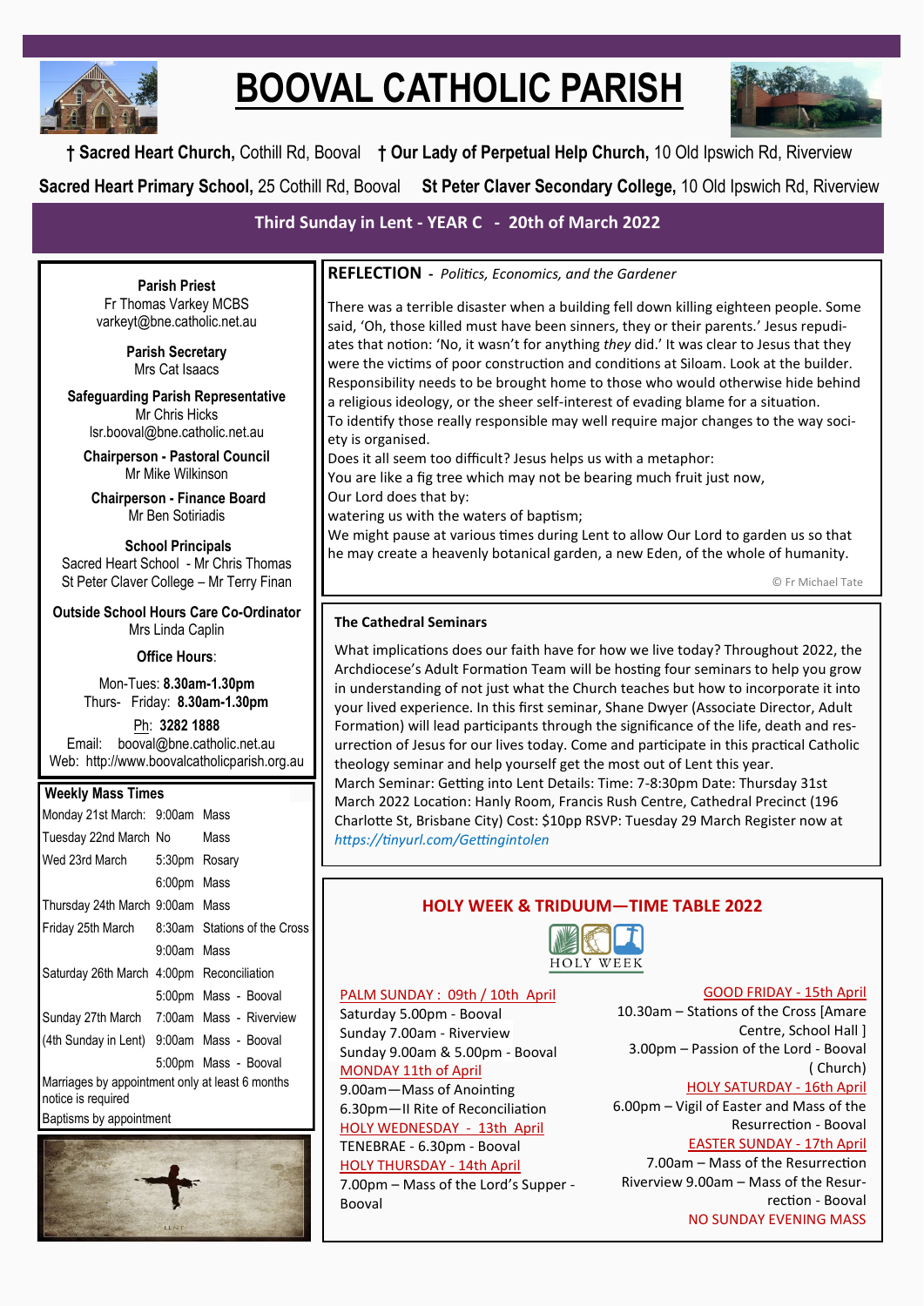# BOOVAL CATHOLIC PARISH

**† Sacred Heart Church,** Cothill Rd, Booval **† Our Lady of Perpetual Help Church,** 10 Old Ipswich Rd, Riverview

**Sacred Heart Primary School,** 25 Cothill Rd, Booval **St Peter Claver Secondary College,** 10 Old Ipswich Rd, Riverview

**Third Sunday in Lent - YEAR C - 20th of March 2022**

**Parish Priest**
Fr Thomas Varkey MCBS
varkeyt@bne.catholic.net.au

**Parish Secretary**
Mrs Cat Isaacs

**Safeguarding Parish Representative**
Mr Chris Hicks
lsr.booval@bne.catholic.net.au

**Chairperson - Pastoral Council**
Mr Mike Wilkinson

**Chairperson - Finance Board**
Mr Ben Sotiriadis

**School Principals**
Sacred Heart School - Mr Chris Thomas
St Peter Claver College – Mr Terry Finan

**Outside School Hours Care Co-Ordinator**
Mrs Linda Caplin

**Office Hours**:

Mon-Tues: **8.30am-1.30pm**
Thurs- Friday: **8.30am-1.30pm**

Ph: **3282 1888**
Email: booval@bne.catholic.net.au
Web: http://www.boovalcatholicparish.org.au

**Weekly Mass Times**

| | | |
|---|---|---|
| Monday 21st March: | 9:00am | Mass |
| Tuesday 22nd March | No | Mass |
| Wed 23rd March | 5:30pm | Rosary |
| | 6:00pm | Mass |
| Thursday 24th March | 9:00am | Mass |
| Friday 25th March | 8:30am | Stations of the Cross |
| | 9:00am | Mass |
| Saturday 26th March | 4:00pm | Reconciliation |
| | 5:00pm | Mass - Booval |
| Sunday 27th March | 7:00am | Mass - Riverview |
| (4th Sunday in Lent) | 9:00am | Mass - Booval |
| | 5:00pm | Mass - Booval |

Marriages by appointment only at least 6 months notice is required

Baptisms by appointment

## REFLECTION - *Politics, Economics, and the Gardener*

There was a terrible disaster when a building fell down killing eighteen people. Some said, 'Oh, those killed must have been sinners, they or their parents.' Jesus repudiates that notion: 'No, it wasn't for anything *they* did.' It was clear to Jesus that they were the victims of poor construction and conditions at Siloam. Look at the builder. Responsibility needs to be brought home to those who would otherwise hide behind a religious ideology, or the sheer self-interest of evading blame for a situation.
To identify those really responsible may well require major changes to the way society is organised.
Does it all seem too difficult? Jesus helps us with a metaphor:
You are like a fig tree which may not be bearing much fruit just now,
Our Lord does that by:
watering us with the waters of baptism;
We might pause at various times during Lent to allow Our Lord to garden us so that he may create a heavenly botanical garden, a new Eden, of the whole of humanity.

© Fr Michael Tate

### The Cathedral Seminars

What implications does our faith have for how we live today? Throughout 2022, the Archdiocese's Adult Formation Team will be hosting four seminars to help you grow in understanding of not just what the Church teaches but how to incorporate it into your lived experience. In this first seminar, Shane Dwyer (Associate Director, Adult Formation) will lead participants through the significance of the life, death and resurrection of Jesus for our lives today. Come and participate in this practical Catholic theology seminar and help yourself get the most out of Lent this year.
March Seminar: Getting into Lent Details: Time: 7-8:30pm Date: Thursday 31st March 2022 Location: Hanly Room, Francis Rush Centre, Cathedral Precinct (196 Charlotte St, Brisbane City) Cost: $10pp RSVP: Tuesday 29 March Register now at *https://tinyurl.com/Gettingintolen*

## HOLY WEEK & TRIDUUM—TIME TABLE 2022

HOLY WEEK

PALM SUNDAY : 09th / 10th April
Saturday 5.00pm - Booval
Sunday 7.00am - Riverview
Sunday 9.00am & 5.00pm - Booval

MONDAY 11th of April
9.00am—Mass of Anointing
6.30pm—II Rite of Reconciliation

HOLY WEDNESDAY - 13th April
TENEBRAE - 6.30pm - Booval

HOLY THURSDAY - 14th April
7.00pm – Mass of the Lord's Supper - Booval

GOOD FRIDAY - 15th April
10.30am – Stations of the Cross [Amare Centre, School Hall ]
3.00pm – Passion of the Lord - Booval ( Church)

HOLY SATURDAY - 16th April
6.00pm – Vigil of Easter and Mass of the Resurrection - Booval

EASTER SUNDAY - 17th April
7.00am – Mass of the Resurrection Riverview 9.00am – Mass of the Resurrection - Booval

NO SUNDAY EVENING MASS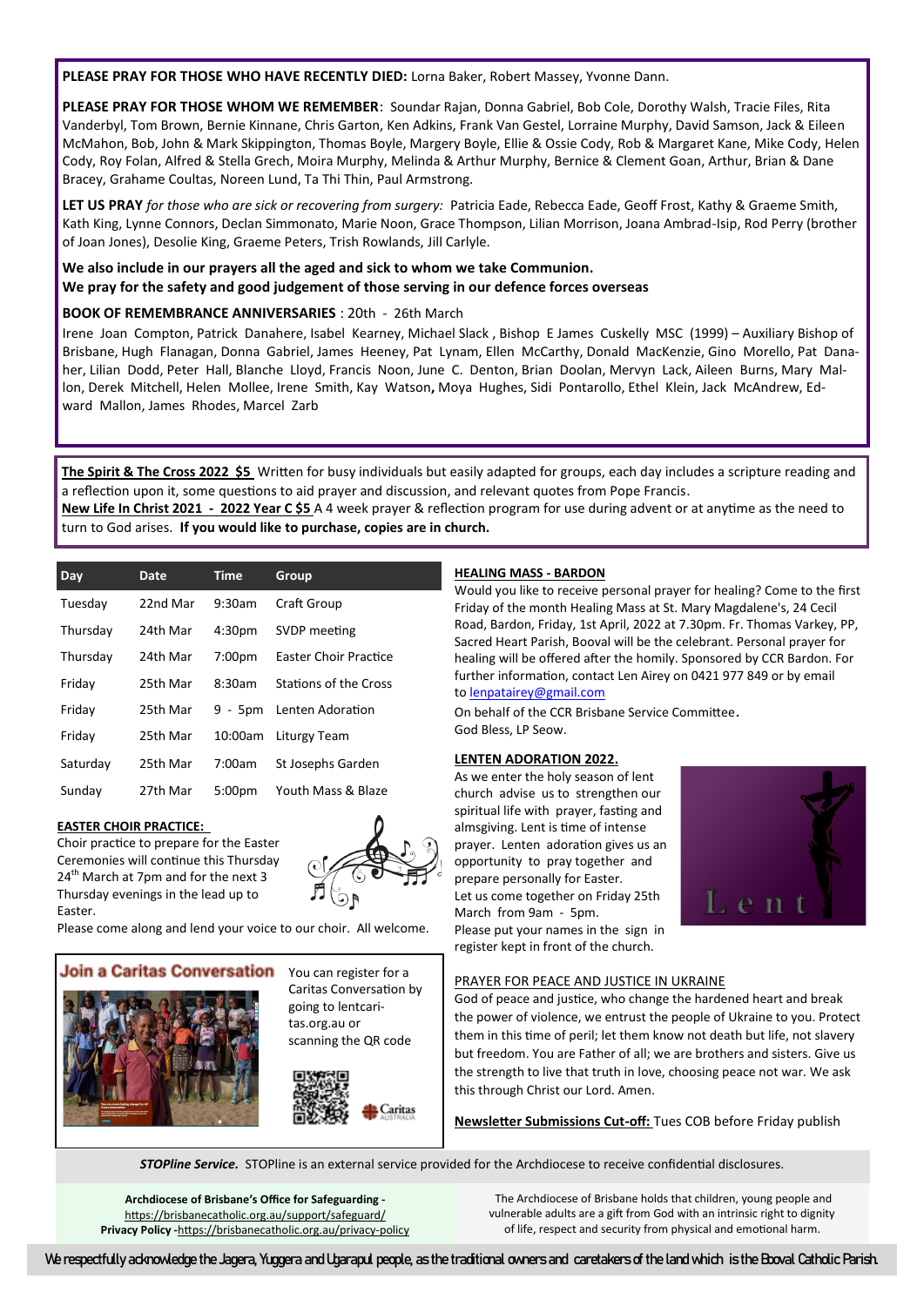**PLEASE PRAY FOR THOSE WHO HAVE RECENTLY DIED:** Lorna Baker, Robert Massey, Yvonne Dann.

**PLEASE PRAY FOR THOSE WHOM WE REMEMBER**: Soundar Rajan, Donna Gabriel, Bob Cole, Dorothy Walsh, Tracie Files, Rita Vanderbyl, Tom Brown, Bernie Kinnane, Chris Garton, Ken Adkins, Frank Van Gestel, Lorraine Murphy, David Samson, Jack & Eileen McMahon, Bob, John & Mark Skippington, Thomas Boyle, Margery Boyle, Ellie & Ossie Cody, Rob & Margaret Kane, Mike Cody, Helen Cody, Roy Folan, Alfred & Stella Grech, Moira Murphy, Melinda & Arthur Murphy, Bernice & Clement Goan, Arthur, Brian & Dane Bracey, Grahame Coultas, Noreen Lund, Ta Thi Thin, Paul Armstrong.

**LET US PRAY** *for those who are sick or recovering from surgery:* Patricia Eade, Rebecca Eade, Geoff Frost, Kathy & Graeme Smith, Kath King, Lynne Connors, Declan Simmonato, Marie Noon, Grace Thompson, Lilian Morrison, Joana Ambrad-Isip, Rod Perry (brother of Joan Jones), Desolie King, Graeme Peters, Trish Rowlands, Jill Carlyle.

**We also include in our prayers all the aged and sick to whom we take Communion.**
**We pray for the safety and good judgement of those serving in our defence forces overseas**

**BOOK OF REMEMBRANCE ANNIVERSARIES** : 20th - 26th March

Irene Joan Compton, Patrick Danahere, Isabel Kearney, Michael Slack , Bishop E James Cuskelly MSC (1999) – Auxiliary Bishop of Brisbane, Hugh Flanagan, Donna Gabriel, James Heeney, Pat Lynam, Ellen McCarthy, Donald MacKenzie, Gino Morello, Pat Danaher, Lilian Dodd, Peter Hall, Blanche Lloyd, Francis Noon, June C. Denton, Brian Doolan, Mervyn Lack, Aileen Burns, Mary Mallon, Derek Mitchell, Helen Mollee, Irene Smith, Kay Watson**,** Moya Hughes, Sidi Pontarollo, Ethel Klein, Jack McAndrew, Edward Mallon, James Rhodes, Marcel Zarb

**The Spirit & The Cross 2022 $5** Written for busy individuals but easily adapted for groups, each day includes a scripture reading and a reflection upon it, some questions to aid prayer and discussion, and relevant quotes from Pope Francis.
**New Life In Christ 2021 - 2022 Year C $5** A 4 week prayer & reflection program for use during advent or at anytime as the need to turn to God arises. **If you would like to purchase, copies are in church.**

| Day | Date | Time | Group |
|---|---|---|---|
| Tuesday | 22nd Mar | 9:30am | Craft Group |
| Thursday | 24th Mar | 4:30pm | SVDP meeting |
| Thursday | 24th Mar | 7:00pm | Easter Choir Practice |
| Friday | 25th Mar | 8:30am | Stations of the Cross |
| Friday | 25th Mar | 9 - 5pm | Lenten Adoration |
| Friday | 25th Mar | 10:00am | Liturgy Team |
| Saturday | 25th Mar | 7:00am | St Josephs Garden |
| Sunday | 27th Mar | 5:00pm | Youth Mass & Blaze |

**EASTER CHOIR PRACTICE:**

Choir practice to prepare for the Easter Ceremonies will continue this Thursday 24th March at 7pm and for the next 3 Thursday evenings in the lead up to Easter.

Please come along and lend your voice to our choir. All welcome.

**Join a Caritas Conversation**

You can register for a Caritas Conversation by going to lentcaritas.org.au or scanning the QR code

**HEALING MASS - BARDON**

Would you like to receive personal prayer for healing? Come to the first Friday of the month Healing Mass at St. Mary Magdalene's, 24 Cecil Road, Bardon, Friday, 1st April, 2022 at 7.30pm. Fr. Thomas Varkey, PP, Sacred Heart Parish, Booval will be the celebrant. Personal prayer for healing will be offered after the homily. Sponsored by CCR Bardon. For further information, contact Len Airey on 0421 977 849 or by email to lenpatairey@gmail.com

On behalf of the CCR Brisbane Service Committee.
God Bless, LP Seow.

**LENTEN ADORATION 2022.**

As we enter the holy season of lent church advise us to strengthen our spiritual life with prayer, fasting and almsgiving. Lent is time of intense prayer. Lenten adoration gives us an opportunity to pray together and prepare personally for Easter.
Let us come together on Friday 25th March from 9am - 5pm.
Please put your names in the sign in register kept in front of the church.

PRAYER FOR PEACE AND JUSTICE IN UKRAINE

God of peace and justice, who change the hardened heart and break the power of violence, we entrust the people of Ukraine to you. Protect them in this time of peril; let them know not death but life, not slavery but freedom. You are Father of all; we are brothers and sisters. Give us the strength to live that truth in love, choosing peace not war. We ask this through Christ our Lord. Amen.

**Newsletter Submissions Cut-off:** Tues COB before Friday publish

***STOPline Service.*** STOPline is an external service provided for the Archdiocese to receive confidential disclosures.

**Archdiocese of Brisbane's Office for Safeguarding -** https://brisbanecatholic.org.au/support/safeguard/
**Privacy Policy -**https://brisbanecatholic.org.au/privacy-policy

The Archdiocese of Brisbane holds that children, young people and vulnerable adults are a gift from God with an intrinsic right to dignity of life, respect and security from physical and emotional harm.

We respectfully acknowledge the Jagera, Yuggera and Ugarapul people, as the traditional owners and caretakers of the land which is the Booval Catholic Parish.